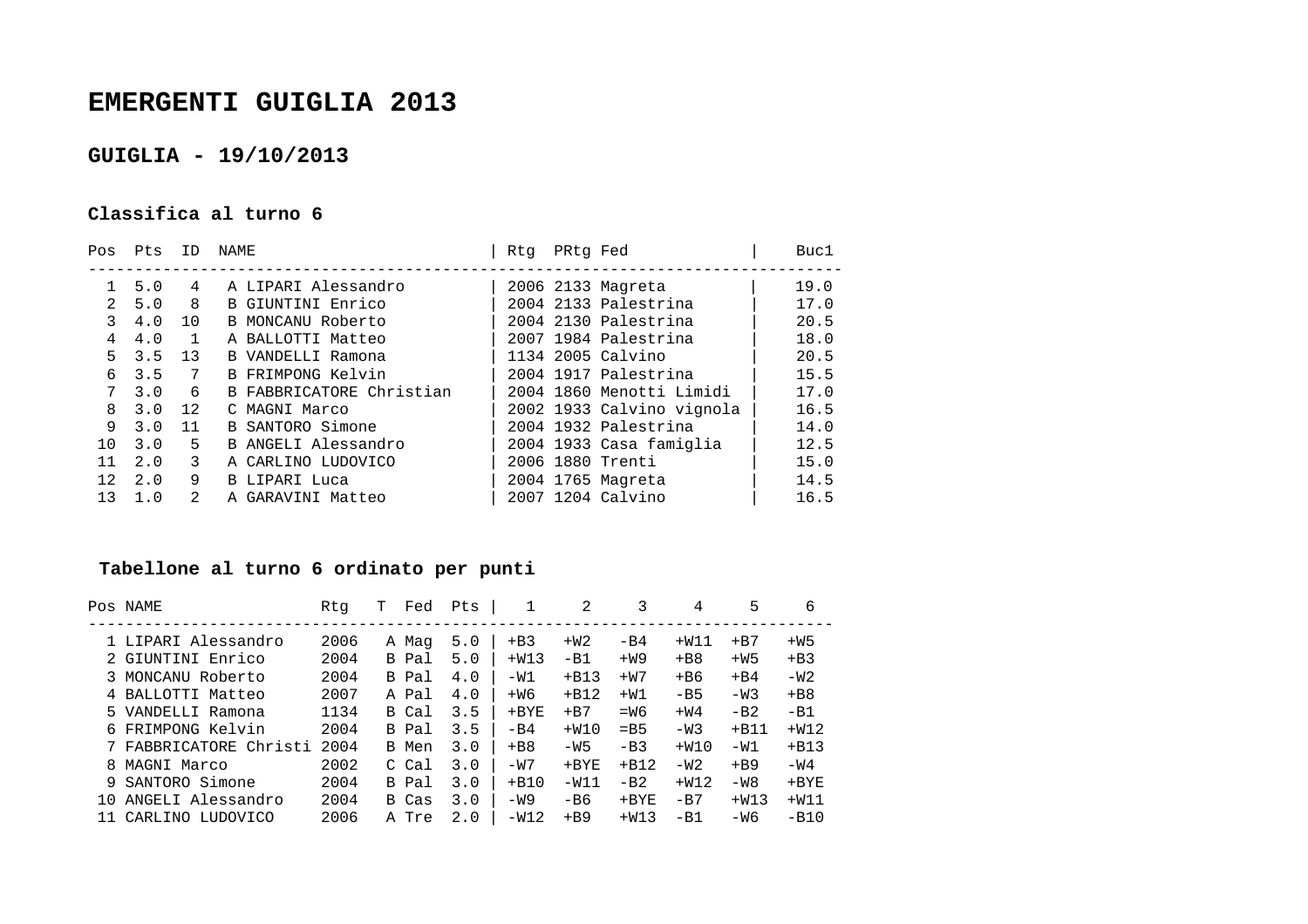# EMERGENTI GUIGLIA 2013

## GUIGLIA - 19/10/2013

### Classifica al turno 6

| Pos | Pts | ID | NAME | Rtg | PRtg | Fed | Buc1 |
|---|---|---|---|---|---|---|---|
| 1 | 5.0 | 4 | A LIPARI Alessandro | 2006 | 2133 | Magreta | 19.0 |
| 2 | 5.0 | 8 | B GIUNTINI Enrico | 2004 | 2133 | Palestrina | 17.0 |
| 3 | 4.0 | 10 | B MONCANU Roberto | 2004 | 2130 | Palestrina | 20.5 |
| 4 | 4.0 | 1 | A BALLOTTI Matteo | 2007 | 1984 | Palestrina | 18.0 |
| 5 | 3.5 | 13 | B VANDELLI Ramona | 1134 | 2005 | Calvino | 20.5 |
| 6 | 3.5 | 7 | B FRIMPONG Kelvin | 2004 | 1917 | Palestrina | 15.5 |
| 7 | 3.0 | 6 | B FABBRICATORE Christian | 2004 | 1860 | Menotti Limidi | 17.0 |
| 8 | 3.0 | 12 | C MAGNI Marco | 2002 | 1933 | Calvino vignola | 16.5 |
| 9 | 3.0 | 11 | B SANTORO Simone | 2004 | 1932 | Palestrina | 14.0 |
| 10 | 3.0 | 5 | B ANGELI Alessandro | 2004 | 1933 | Casa famiglia | 12.5 |
| 11 | 2.0 | 3 | A CARLINO LUDOVICO | 2006 | 1880 | Trenti | 15.0 |
| 12 | 2.0 | 9 | B LIPARI Luca | 2004 | 1765 | Magreta | 14.5 |
| 13 | 1.0 | 2 | A GARAVINI Matteo | 2007 | 1204 | Calvino | 16.5 |

### Tabellone al turno 6 ordinato per punti

| Pos | NAME | Rtg | T | Fed | Pts | 1 | 2 | 3 | 4 | 5 | 6 |
|---|---|---|---|---|---|---|---|---|---|---|---|
| 1 | LIPARI Alessandro | 2006 | A | Mag | 5.0 | +B3 | +W2 | -B4 | +W11 | +B7 | +W5 |
| 2 | GIUNTINI Enrico | 2004 | B | Pal | 5.0 | +W13 | -B1 | +W9 | +B8 | +W5 | +B3 |
| 3 | MONCANU Roberto | 2004 | B | Pal | 4.0 | -W1 | +B13 | +W7 | +B6 | +B4 | -W2 |
| 4 | BALLOTTI Matteo | 2007 | A | Pal | 4.0 | +W6 | +B12 | +W1 | -B5 | -W3 | +B8 |
| 5 | VANDELLI Ramona | 1134 | B | Cal | 3.5 | +BYE | +B7 | =W6 | +W4 | -B2 | -B1 |
| 6 | FRIMPONG Kelvin | 2004 | B | Pal | 3.5 | -B4 | +W10 | =B5 | -W3 | +B11 | +W12 |
| 7 | FABBRICATORE Christi | 2004 | B | Men | 3.0 | +B8 | -W5 | -B3 | +W10 | -W1 | +B13 |
| 8 | MAGNI Marco | 2002 | C | Cal | 3.0 | -W7 | +BYE | +B12 | -W2 | +B9 | -W4 |
| 9 | SANTORO Simone | 2004 | B | Pal | 3.0 | +B10 | -W11 | -B2 | +W12 | -W8 | +BYE |
| 10 | ANGELI Alessandro | 2004 | B | Cas | 3.0 | -W9 | -B6 | +BYE | -B7 | +W13 | +W11 |
| 11 | CARLINO LUDOVICO | 2006 | A | Tre | 2.0 | -W12 | +B9 | +W13 | -B1 | -W6 | -B10 |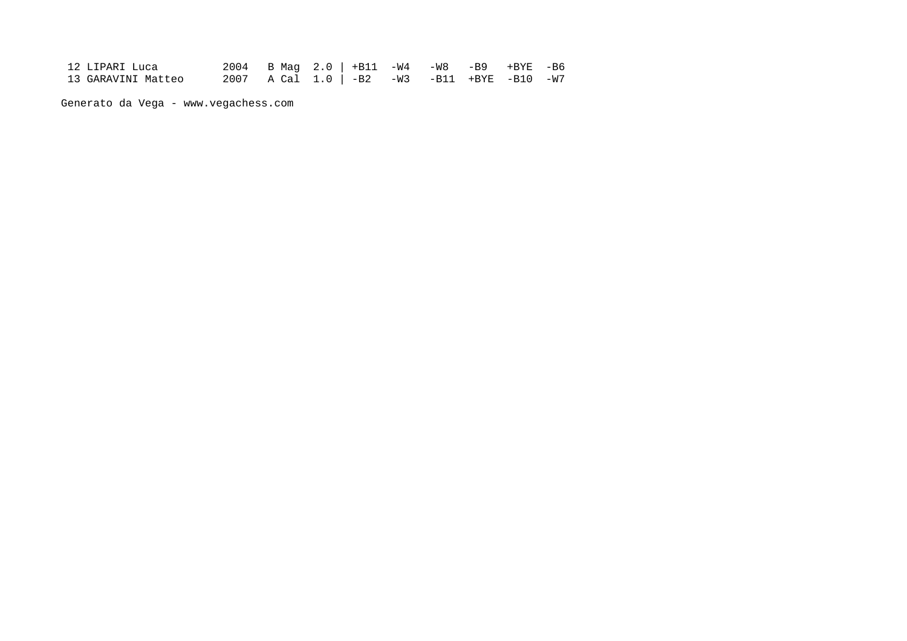| | | | | | | | | | | | | |
|---|---|---|---|---|---|---|---|---|---|---|---|---|
| 12 | LIPARI Luca | 2004 | B | Mag | 2.0 | +B11 | -W4 | -W8 | -B9 | +BYE | -B6 |
| 13 | GARAVINI Matteo | 2007 | A | Cal | 1.0 | -B2 | -W3 | -B11 | +BYE | -B10 | -W7 |

Generato da Vega - www.vegachess.com